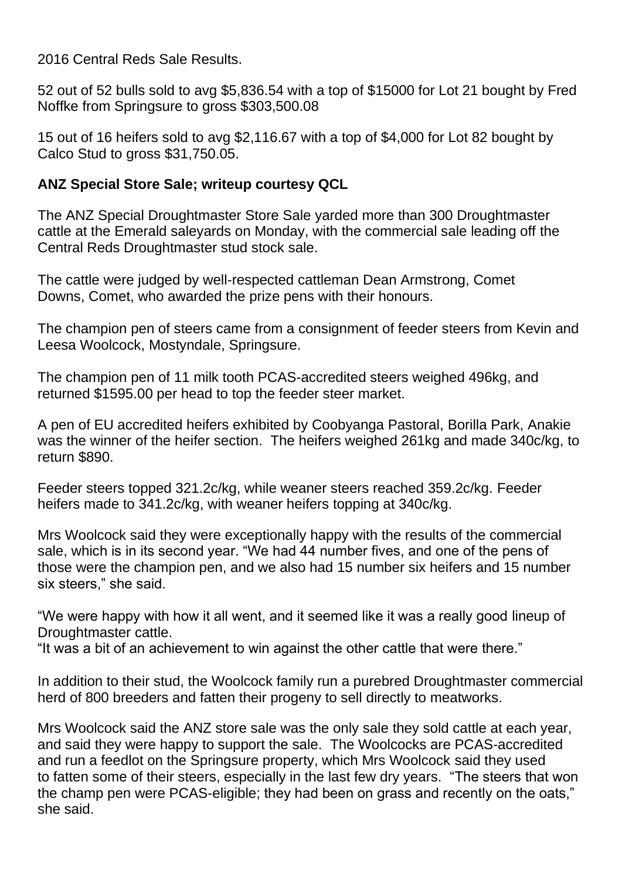2016 Central Reds Sale Results.

52 out of 52 bulls sold to avg $5,836.54 with a top of $15000 for Lot 21 bought by Fred Noffke from Springsure to gross $303,500.08

15 out of 16 heifers sold to avg $2,116.67 with a top of $4,000 for Lot 82 bought by Calco Stud to gross $31,750.05.

**ANZ Special Store Sale; writeup courtesy QCL**

The ANZ Special Droughtmaster Store Sale yarded more than 300 Droughtmaster cattle at the Emerald saleyards on Monday, with the commercial sale leading off the Central Reds Droughtmaster stud stock sale.

The cattle were judged by well-respected cattleman Dean Armstrong, Comet Downs, Comet, who awarded the prize pens with their honours.

The champion pen of steers came from a consignment of feeder steers from Kevin and Leesa Woolcock, Mostyndale, Springsure.

The champion pen of 11 milk tooth PCAS-accredited steers weighed 496kg, and returned $1595.00 per head to top the feeder steer market.

A pen of EU accredited heifers exhibited by Coobyanga Pastoral, Borilla Park, Anakie was the winner of the heifer section. The heifers weighed 261kg and made 340c/kg, to return $890.

Feeder steers topped 321.2c/kg, while weaner steers reached 359.2c/kg. Feeder heifers made to 341.2c/kg, with weaner heifers topping at 340c/kg.

Mrs Woolcock said they were exceptionally happy with the results of the commercial sale, which is in its second year. "We had 44 number fives, and one of the pens of those were the champion pen, and we also had 15 number six heifers and 15 number six steers," she said.

"We were happy with how it all went, and it seemed like it was a really good lineup of Droughtmaster cattle.
"It was a bit of an achievement to win against the other cattle that were there."

In addition to their stud, the Woolcock family run a purebred Droughtmaster commercial herd of 800 breeders and fatten their progeny to sell directly to meatworks.

Mrs Woolcock said the ANZ store sale was the only sale they sold cattle at each year, and said they were happy to support the sale. The Woolcocks are PCAS-accredited and run a feedlot on the Springsure property, which Mrs Woolcock said they used to fatten some of their steers, especially in the last few dry years. "The steers that won the champ pen were PCAS-eligible; they had been on grass and recently on the oats," she said.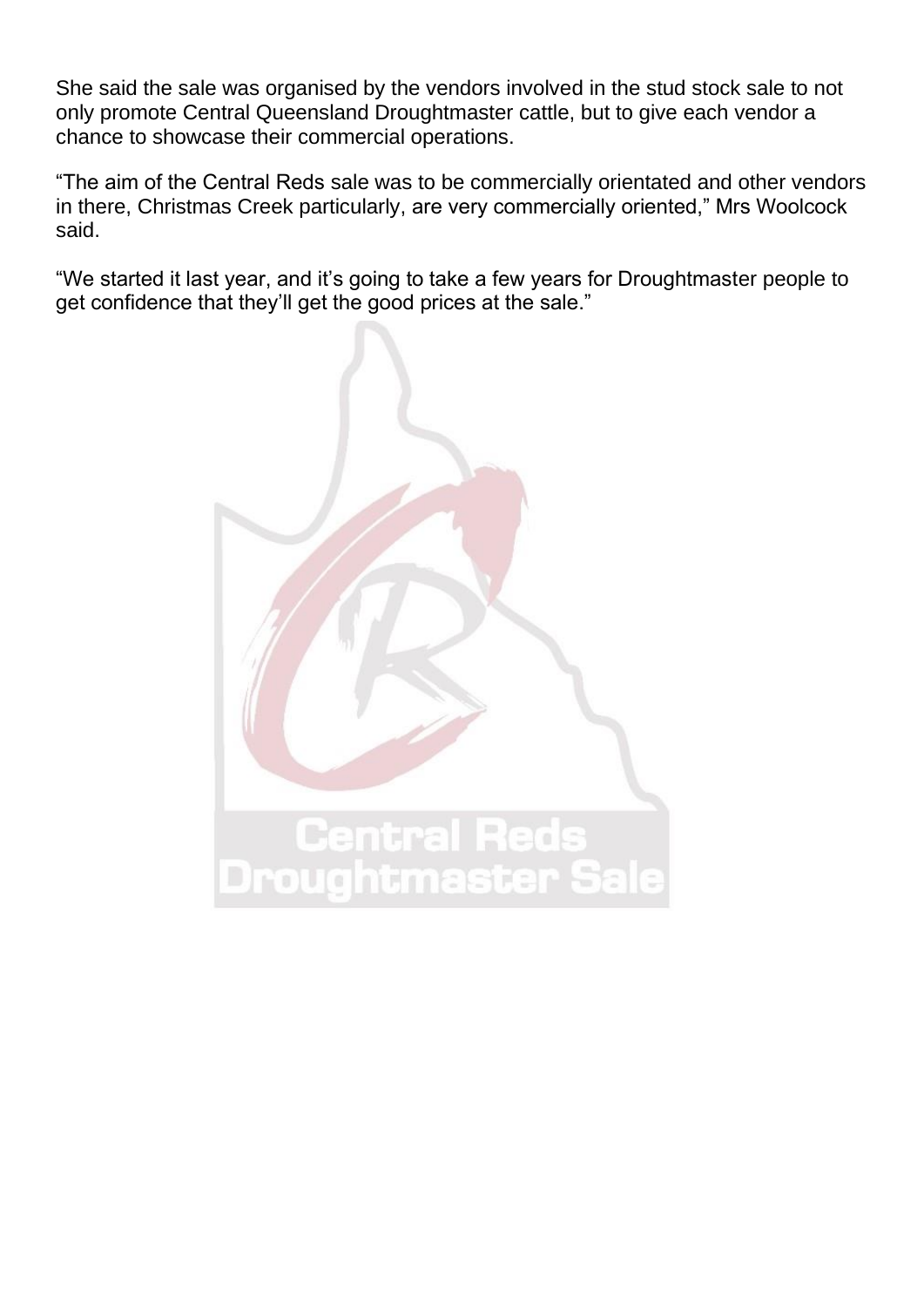She said the sale was organised by the vendors involved in the stud stock sale to not only promote Central Queensland Droughtmaster cattle, but to give each vendor a chance to showcase their commercial operations.

“The aim of the Central Reds sale was to be commercially orientated and other vendors in there, Christmas Creek particularly, are very commercially oriented,” Mrs Woolcock said.

“We started it last year, and it’s going to take a few years for Droughtmaster people to get confidence that they’ll get the good prices at the sale.”

Central Reds
Droughtmaster Sale